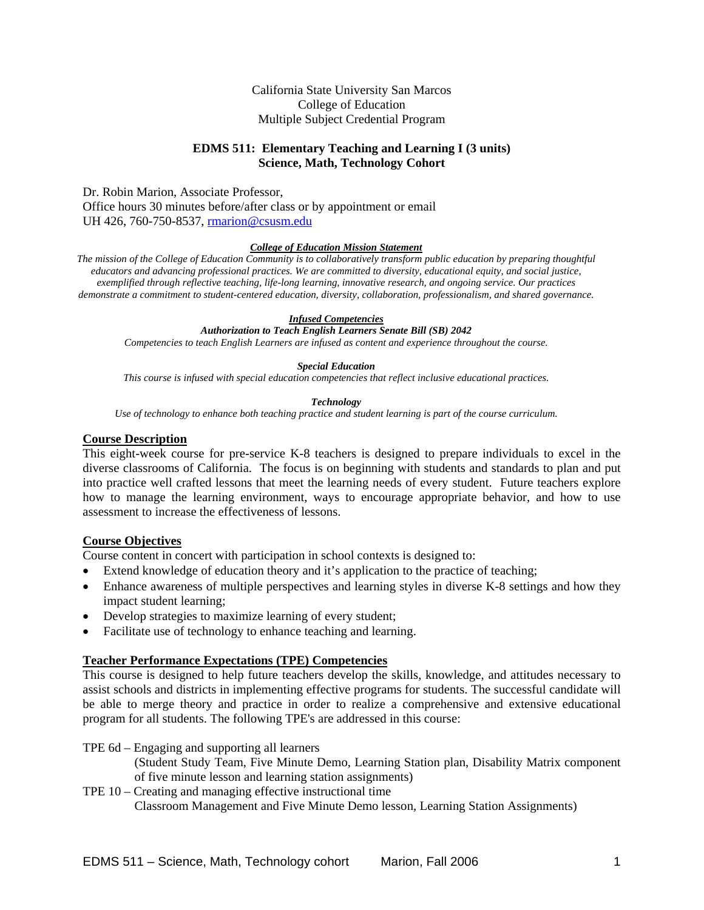California State University San Marcos
College of Education
Multiple Subject Credential Program

# EDMS 511: Elementary Teaching and Learning I (3 units)
## Science, Math, Technology Cohort

Dr. Robin Marion, Associate Professor,
Office hours 30 minutes before/after class or by appointment or email
UH 426, 760-750-8537, rmarion@csusm.edu

***College of Education Mission Statement***

*The mission of the College of Education Community is to collaboratively transform public education by preparing thoughtful educators and advancing professional practices. We are committed to diversity, educational equity, and social justice, exemplified through reflective teaching, life-long learning, innovative research, and ongoing service. Our practices demonstrate a commitment to student-centered education, diversity, collaboration, professionalism, and shared governance.*

***Infused Competencies***

***Authorization to Teach English Learners Senate Bill (SB) 2042***

*Competencies to teach English Learners are infused as content and experience throughout the course.*

***Special Education***

*This course is infused with special education competencies that reflect inclusive educational practices.*

***Technology***

*Use of technology to enhance both teaching practice and student learning is part of the course curriculum.*

### Course Description

This eight-week course for pre-service K-8 teachers is designed to prepare individuals to excel in the diverse classrooms of California. The focus is on beginning with students and standards to plan and put into practice well crafted lessons that meet the learning needs of every student. Future teachers explore how to manage the learning environment, ways to encourage appropriate behavior, and how to use assessment to increase the effectiveness of lessons.

### Course Objectives

Course content in concert with participation in school contexts is designed to:

- Extend knowledge of education theory and it's application to the practice of teaching;
- Enhance awareness of multiple perspectives and learning styles in diverse K-8 settings and how they impact student learning;
- Develop strategies to maximize learning of every student;
- Facilitate use of technology to enhance teaching and learning.

### Teacher Performance Expectations (TPE) Competencies

This course is designed to help future teachers develop the skills, knowledge, and attitudes necessary to assist schools and districts in implementing effective programs for students. The successful candidate will be able to merge theory and practice in order to realize a comprehensive and extensive educational program for all students. The following TPE's are addressed in this course:

TPE 6d – Engaging and supporting all learners
(Student Study Team, Five Minute Demo, Learning Station plan, Disability Matrix component of five minute lesson and learning station assignments)

TPE 10 – Creating and managing effective instructional time
Classroom Management and Five Minute Demo lesson, Learning Station Assignments)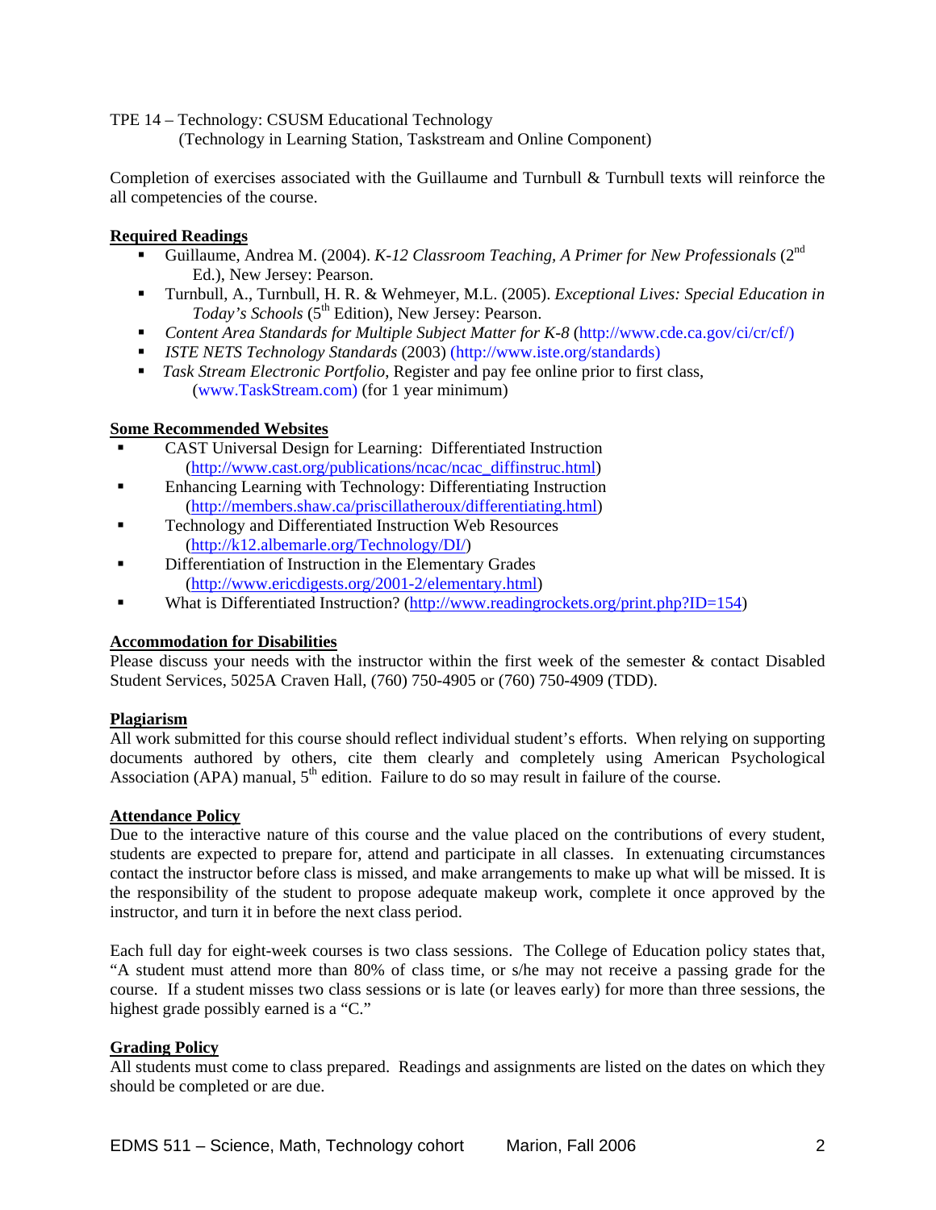TPE 14 – Technology: CSUSM Educational Technology
(Technology in Learning Station, Taskstream and Online Component)

Completion of exercises associated with the Guillaume and Turnbull & Turnbull texts will reinforce the all competencies of the course.

**Required Readings**

- Guillaume, Andrea M. (2004). *K-12 Classroom Teaching, A Primer for New Professionals* (2nd Ed.), New Jersey: Pearson.
- Turnbull, A., Turnbull, H. R. & Wehmeyer, M.L. (2005). *Exceptional Lives: Special Education in Today's Schools* (5th Edition), New Jersey: Pearson.
- *Content Area Standards for Multiple Subject Matter for K-8* (http://www.cde.ca.gov/ci/cr/cf/)
- *ISTE NETS Technology Standards* (2003) (http://www.iste.org/standards)
- *Task Stream Electronic Portfolio*, Register and pay fee online prior to first class, (www.TaskStream.com) (for 1 year minimum)

**Some Recommended Websites**

- CAST Universal Design for Learning: Differentiated Instruction (http://www.cast.org/publications/ncac/ncac_diffinstruc.html)
- Enhancing Learning with Technology: Differentiating Instruction (http://members.shaw.ca/priscillatheroux/differentiating.html)
- Technology and Differentiated Instruction Web Resources (http://k12.albemarle.org/Technology/DI/)
- Differentiation of Instruction in the Elementary Grades (http://www.ericdigests.org/2001-2/elementary.html)
- What is Differentiated Instruction? (http://www.readingrockets.org/print.php?ID=154)

**Accommodation for Disabilities**

Please discuss your needs with the instructor within the first week of the semester & contact Disabled Student Services, 5025A Craven Hall, (760) 750-4905 or (760) 750-4909 (TDD).

**Plagiarism**

All work submitted for this course should reflect individual student's efforts. When relying on supporting documents authored by others, cite them clearly and completely using American Psychological Association (APA) manual, 5th edition. Failure to do so may result in failure of the course.

**Attendance Policy**

Due to the interactive nature of this course and the value placed on the contributions of every student, students are expected to prepare for, attend and participate in all classes. In extenuating circumstances contact the instructor before class is missed, and make arrangements to make up what will be missed. It is the responsibility of the student to propose adequate makeup work, complete it once approved by the instructor, and turn it in before the next class period.

Each full day for eight-week courses is two class sessions. The College of Education policy states that, "A student must attend more than 80% of class time, or s/he may not receive a passing grade for the course. If a student misses two class sessions or is late (or leaves early) for more than three sessions, the highest grade possibly earned is a "C."

**Grading Policy**

All students must come to class prepared. Readings and assignments are listed on the dates on which they should be completed or are due.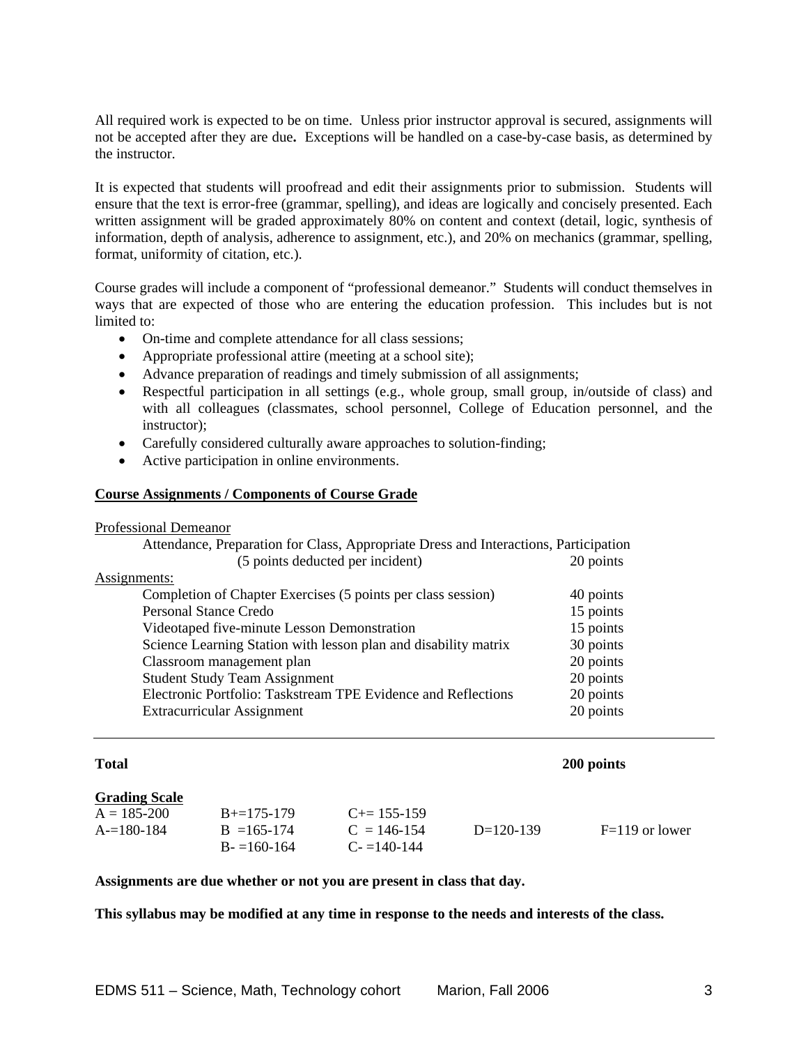All required work is expected to be on time. Unless prior instructor approval is secured, assignments will not be accepted after they are due**.** Exceptions will be handled on a case-by-case basis, as determined by the instructor.

It is expected that students will proofread and edit their assignments prior to submission. Students will ensure that the text is error-free (grammar, spelling), and ideas are logically and concisely presented. Each written assignment will be graded approximately 80% on content and context (detail, logic, synthesis of information, depth of analysis, adherence to assignment, etc.), and 20% on mechanics (grammar, spelling, format, uniformity of citation, etc.).

Course grades will include a component of "professional demeanor." Students will conduct themselves in ways that are expected of those who are entering the education profession. This includes but is not limited to:

- On-time and complete attendance for all class sessions;
- Appropriate professional attire (meeting at a school site);
- Advance preparation of readings and timely submission of all assignments;
- Respectful participation in all settings (e.g., whole group, small group, in/outside of class) and with all colleagues (classmates, school personnel, College of Education personnel, and the instructor);
- Carefully considered culturally aware approaches to solution-finding;
- Active participation in online environments.

**Course Assignments / Components of Course Grade**

| Component | Points |
|---|---|
| Professional Demeanor | |
| Attendance, Preparation for Class, Appropriate Dress and Interactions, Participation (5 points deducted per incident) | 20 points |
| Assignments: | |
| Completion of Chapter Exercises (5 points per class session) | 40 points |
| Personal Stance Credo | 15 points |
| Videotaped five-minute Lesson Demonstration | 15 points |
| Science Learning Station with lesson plan and disability matrix | 30 points |
| Classroom management plan | 20 points |
| Student Study Team Assignment | 20 points |
| Electronic Portfolio: Taskstream TPE Evidence and Reflections | 20 points |
| Extracurricular Assignment | 20 points |
| **Total** | **200 points** |

**Grading Scale**

| | | | | |
|---|---|---|---|---|
| A = 185-200 | B+=175-179 | C+= 155-159 | | |
| A-=180-184 | B =165-174 | C = 146-154 | D=120-139 | F=119 or lower |
| | B- =160-164 | C- =140-144 | | |

**Assignments are due whether or not you are present in class that day.**

**This syllabus may be modified at any time in response to the needs and interests of the class.**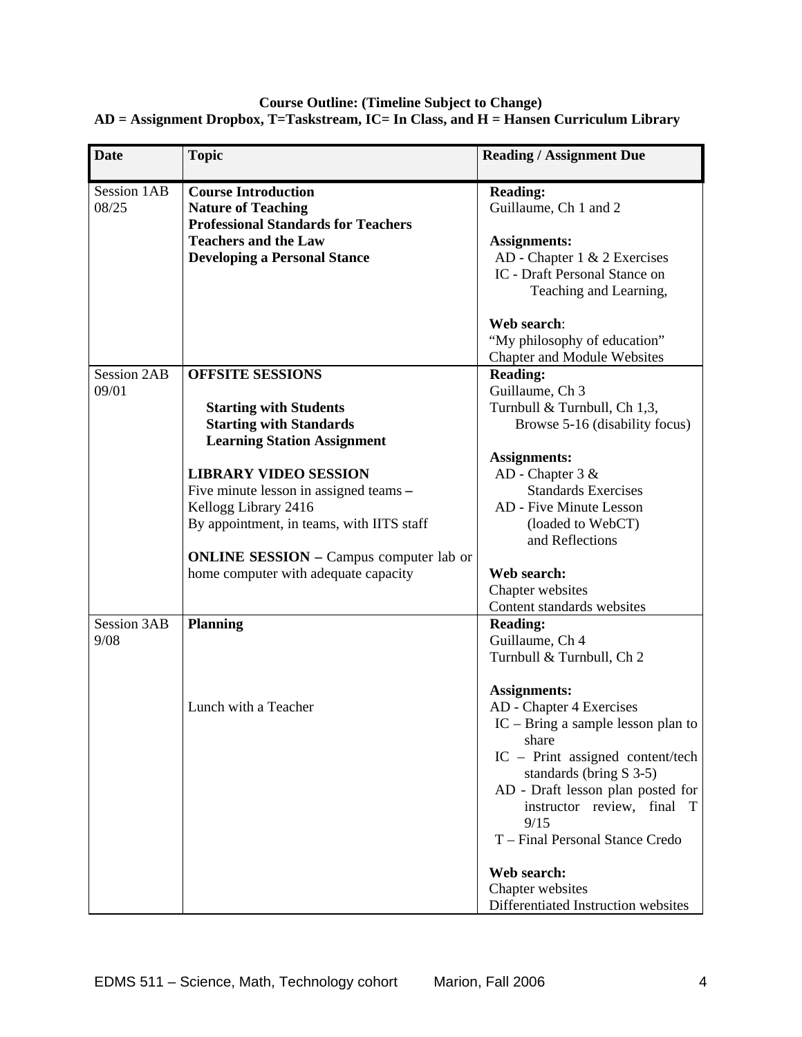**Course Outline: (Timeline Subject to Change)**
**AD = Assignment Dropbox, T=Taskstream, IC= In Class, and H = Hansen Curriculum Library**

| Date | Topic | Reading / Assignment Due |
|---|---|---|
| Session 1AB<br>08/25 | **Course Introduction**<br>**Nature of Teaching**<br>**Professional Standards for Teachers**<br>**Teachers and the Law**<br>**Developing a Personal Stance** | **Reading:**<br>Guillaume, Ch 1 and 2<br><br>**Assignments:**<br>AD - Chapter 1 & 2 Exercises<br>IC - Draft Personal Stance on Teaching and Learning,<br><br>**Web search**:<br>"My philosophy of education"<br>Chapter and Module Websites |
| Session 2AB<br>09/01 | **OFFSITE SESSIONS**<br><br>**Starting with Students**<br>**Starting with Standards**<br>**Learning Station Assignment**<br><br>**LIBRARY VIDEO SESSION**<br>Five minute lesson in assigned teams –<br>Kellogg Library 2416<br>By appointment, in teams, with IITS staff<br><br>**ONLINE SESSION –** Campus computer lab or home computer with adequate capacity | **Reading:**<br>Guillaume, Ch 3<br>Turnbull & Turnbull, Ch 1,3, Browse 5-16 (disability focus)<br><br>**Assignments:**<br>AD - Chapter 3 & Standards Exercises<br>AD - Five Minute Lesson (loaded to WebCT) and Reflections<br><br>**Web search:**<br>Chapter websites<br>Content standards websites |
| Session 3AB<br>9/08 | **Planning**<br><br><br><br>Lunch with a Teacher | **Reading:**<br>Guillaume, Ch 4<br>Turnbull & Turnbull, Ch 2<br><br>**Assignments:**<br>AD - Chapter 4 Exercises<br>IC – Bring a sample lesson plan to share<br>IC – Print assigned content/tech standards (bring S 3-5)<br>AD - Draft lesson plan posted for instructor review, final T 9/15<br>T – Final Personal Stance Credo<br><br>**Web search:**<br>Chapter websites<br>Differentiated Instruction websites |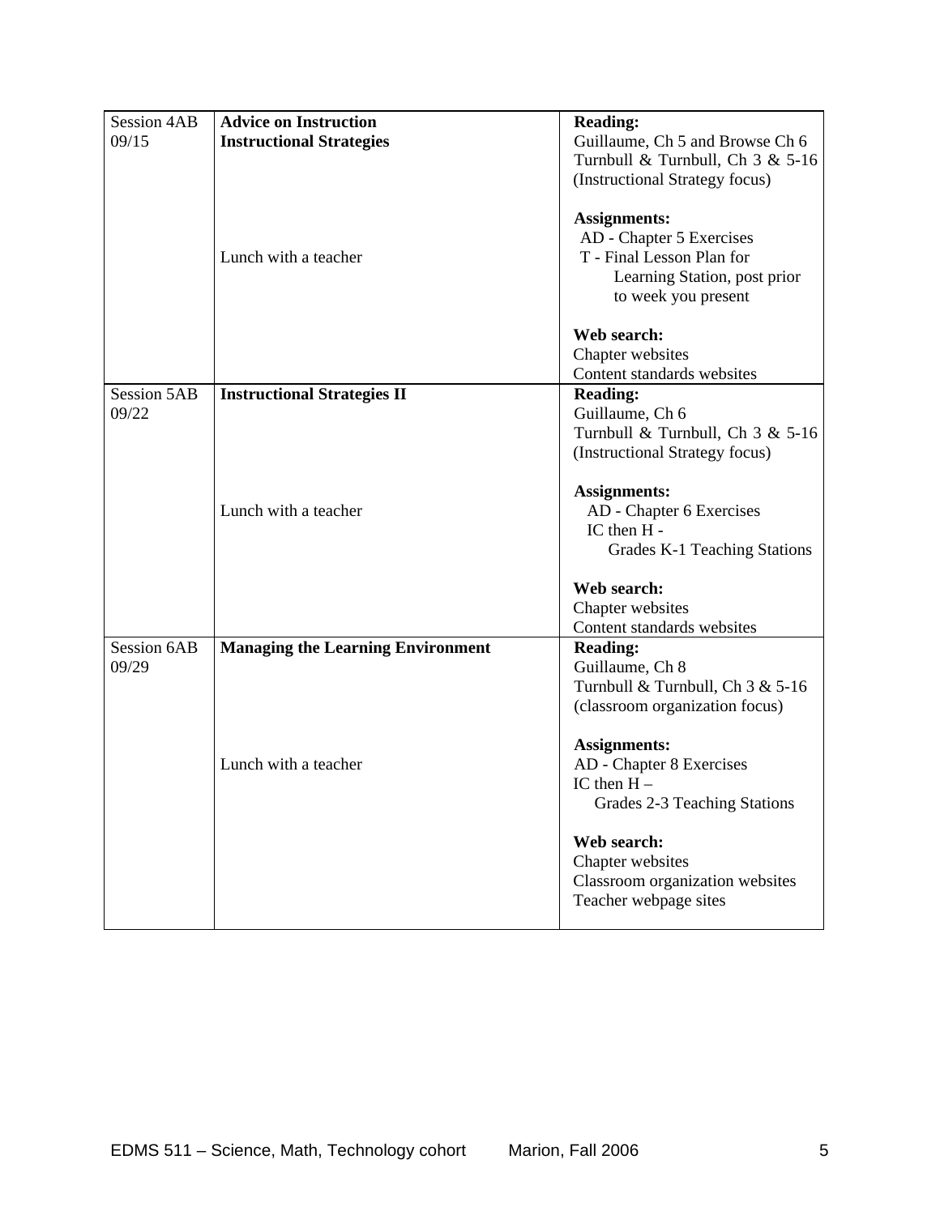| | | |
|---|---|---|
| Session 4AB<br>09/15 | **Advice on Instruction**<br>**Instructional Strategies**<br><br><br><br><br>Lunch with a teacher | **Reading:**<br>Guillaume, Ch 5 and Browse Ch 6<br>Turnbull & Turnbull, Ch 3 & 5-16<br>(Instructional Strategy focus)<br><br>**Assignments:**<br>AD - Chapter 5 Exercises<br>T - Final Lesson Plan for Learning Station, post prior to week you present<br><br>**Web search:**<br>Chapter websites<br>Content standards websites |
| Session 5AB<br>09/22 | **Instructional Strategies II**<br><br><br><br><br><br>Lunch with a teacher | **Reading:**<br>Guillaume, Ch 6<br>Turnbull & Turnbull, Ch 3 & 5-16<br>(Instructional Strategy focus)<br><br>**Assignments:**<br>AD - Chapter 6 Exercises<br>IC then H -<br>Grades K-1 Teaching Stations<br><br>**Web search:**<br>Chapter websites<br>Content standards websites |
| Session 6AB<br>09/29 | **Managing the Learning Environment**<br><br><br><br><br><br>Lunch with a teacher | **Reading:**<br>Guillaume, Ch 8<br>Turnbull & Turnbull, Ch 3 & 5-16<br>(classroom organization focus)<br><br>**Assignments:**<br>AD - Chapter 8 Exercises<br>IC then H –<br>Grades 2-3 Teaching Stations<br><br>**Web search:**<br>Chapter websites<br>Classroom organization websites<br>Teacher webpage sites |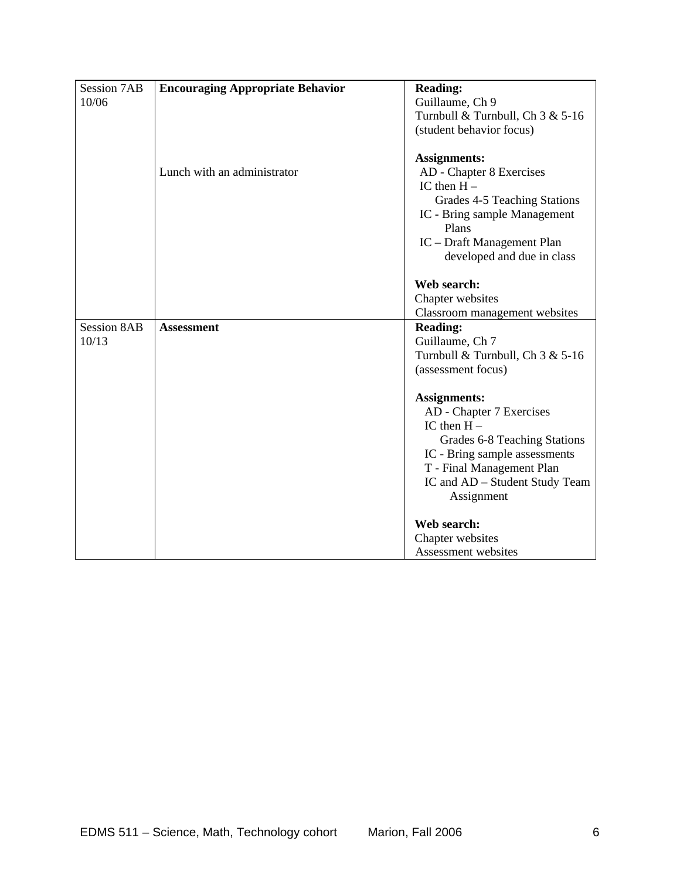| | | |
|---|---|---|
| Session 7AB<br>10/06 | **Encouraging Appropriate Behavior**<br><br>Lunch with an administrator | **Reading:**<br>Guillaume, Ch 9<br>Turnbull & Turnbull, Ch 3 & 5-16 (student behavior focus)<br><br>**Assignments:**<br>AD - Chapter 8 Exercises<br>IC then H – Grades 4-5 Teaching Stations<br>IC - Bring sample Management Plans<br>IC – Draft Management Plan developed and due in class<br><br>**Web search:**<br>Chapter websites<br>Classroom management websites |
| Session 8AB<br>10/13 | **Assessment** | **Reading:**<br>Guillaume, Ch 7<br>Turnbull & Turnbull, Ch 3 & 5-16 (assessment focus)<br><br>**Assignments:**<br>AD - Chapter 7 Exercises<br>IC then H – Grades 6-8 Teaching Stations<br>IC - Bring sample assessments<br>T - Final Management Plan<br>IC and AD – Student Study Team Assignment<br><br>**Web search:**<br>Chapter websites<br>Assessment websites |